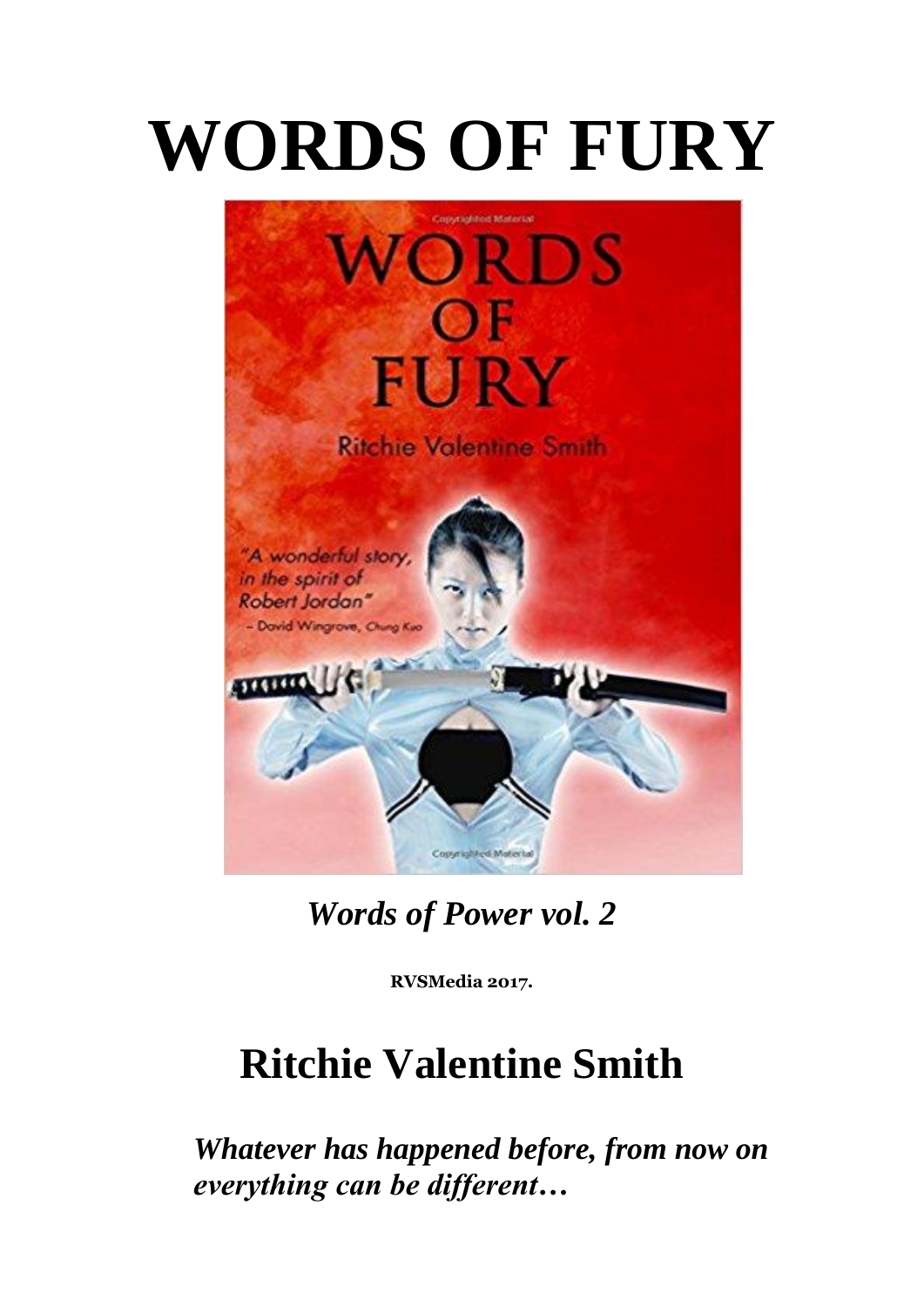# WORDS OF FURY

*Words of Power vol. 2*

**RVSMedia 2017.**

## Ritchie Valentine Smith

***Whatever has happened before, from now on everything can be different…***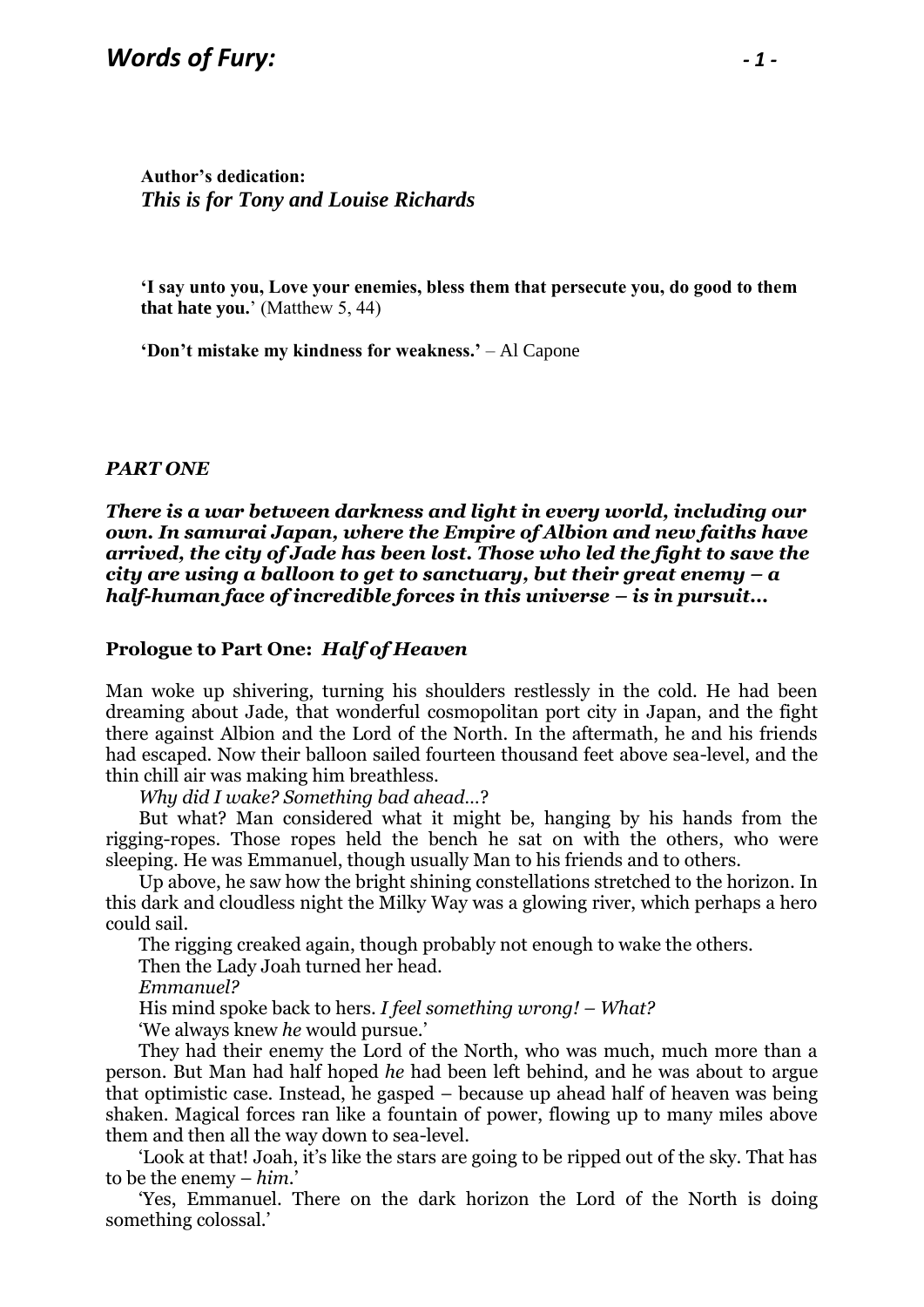**Author's dedication:**
***This is for Tony and Louise Richards***

**'I say unto you, Love your enemies, bless them that persecute you, do good to them that hate you.'** (Matthew 5, 44)

**'Don't mistake my kindness for weakness.'** – Al Capone

## *PART ONE*

***There is a war between darkness and light in every world, including our own. In samurai Japan, where the Empire of Albion and new faiths have arrived, the city of Jade has been lost. Those who led the fight to save the city are using a balloon to get to sanctuary, but their great enemy – a half-human face of incredible forces in this universe – is in pursuit…***

### Prologue to Part One: *Half of Heaven*

Man woke up shivering, turning his shoulders restlessly in the cold. He had been dreaming about Jade, that wonderful cosmopolitan port city in Japan, and the fight there against Albion and the Lord of the North. In the aftermath, he and his friends had escaped. Now their balloon sailed fourteen thousand feet above sea-level, and the thin chill air was making him breathless.

*Why did I wake? Something bad ahead…?*

But what? Man considered what it might be, hanging by his hands from the rigging-ropes. Those ropes held the bench he sat on with the others, who were sleeping. He was Emmanuel, though usually Man to his friends and to others.

Up above, he saw how the bright shining constellations stretched to the horizon. In this dark and cloudless night the Milky Way was a glowing river, which perhaps a hero could sail.

The rigging creaked again, though probably not enough to wake the others.

Then the Lady Joah turned her head.

*Emmanuel?*

His mind spoke back to hers. *I feel something wrong! – What?*

'We always knew *he* would pursue.'

They had their enemy the Lord of the North, who was much, much more than a person. But Man had half hoped *he* had been left behind, and he was about to argue that optimistic case. Instead, he gasped – because up ahead half of heaven was being shaken. Magical forces ran like a fountain of power, flowing up to many miles above them and then all the way down to sea-level.

'Look at that! Joah, it's like the stars are going to be ripped out of the sky. That has to be the enemy – *him*.'

'Yes, Emmanuel. There on the dark horizon the Lord of the North is doing something colossal.'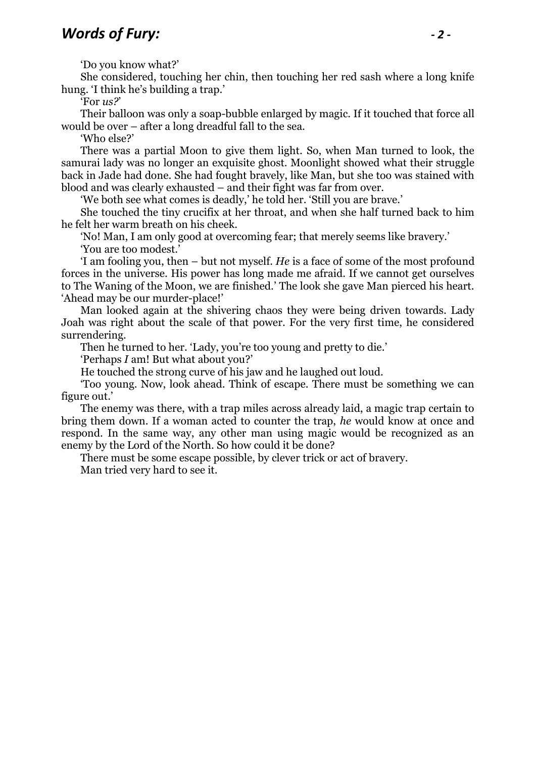'Do you know what?'

She considered, touching her chin, then touching her red sash where a long knife hung. 'I think he's building a trap.'

'For *us?*'

Their balloon was only a soap-bubble enlarged by magic. If it touched that force all would be over – after a long dreadful fall to the sea.

'Who else?'

There was a partial Moon to give them light. So, when Man turned to look, the samurai lady was no longer an exquisite ghost. Moonlight showed what their struggle back in Jade had done. She had fought bravely, like Man, but she too was stained with blood and was clearly exhausted – and their fight was far from over.

'We both see what comes is deadly,' he told her. 'Still you are brave.'

She touched the tiny crucifix at her throat, and when she half turned back to him he felt her warm breath on his cheek.

'No! Man, I am only good at overcoming fear; that merely seems like bravery.'

'You are too modest.'

'I am fooling you, then – but not myself. *He* is a face of some of the most profound forces in the universe. His power has long made me afraid. If we cannot get ourselves to The Waning of the Moon, we are finished.' The look she gave Man pierced his heart. 'Ahead may be our murder-place!'

Man looked again at the shivering chaos they were being driven towards. Lady Joah was right about the scale of that power. For the very first time, he considered surrendering.

Then he turned to her. 'Lady, you're too young and pretty to die.'

'Perhaps *I* am! But what about you?'

He touched the strong curve of his jaw and he laughed out loud.

'Too young. Now, look ahead. Think of escape. There must be something we can figure out.'

The enemy was there, with a trap miles across already laid, a magic trap certain to bring them down. If a woman acted to counter the trap, *he* would know at once and respond. In the same way, any other man using magic would be recognized as an enemy by the Lord of the North. So how could it be done?

There must be some escape possible, by clever trick or act of bravery.

Man tried very hard to see it.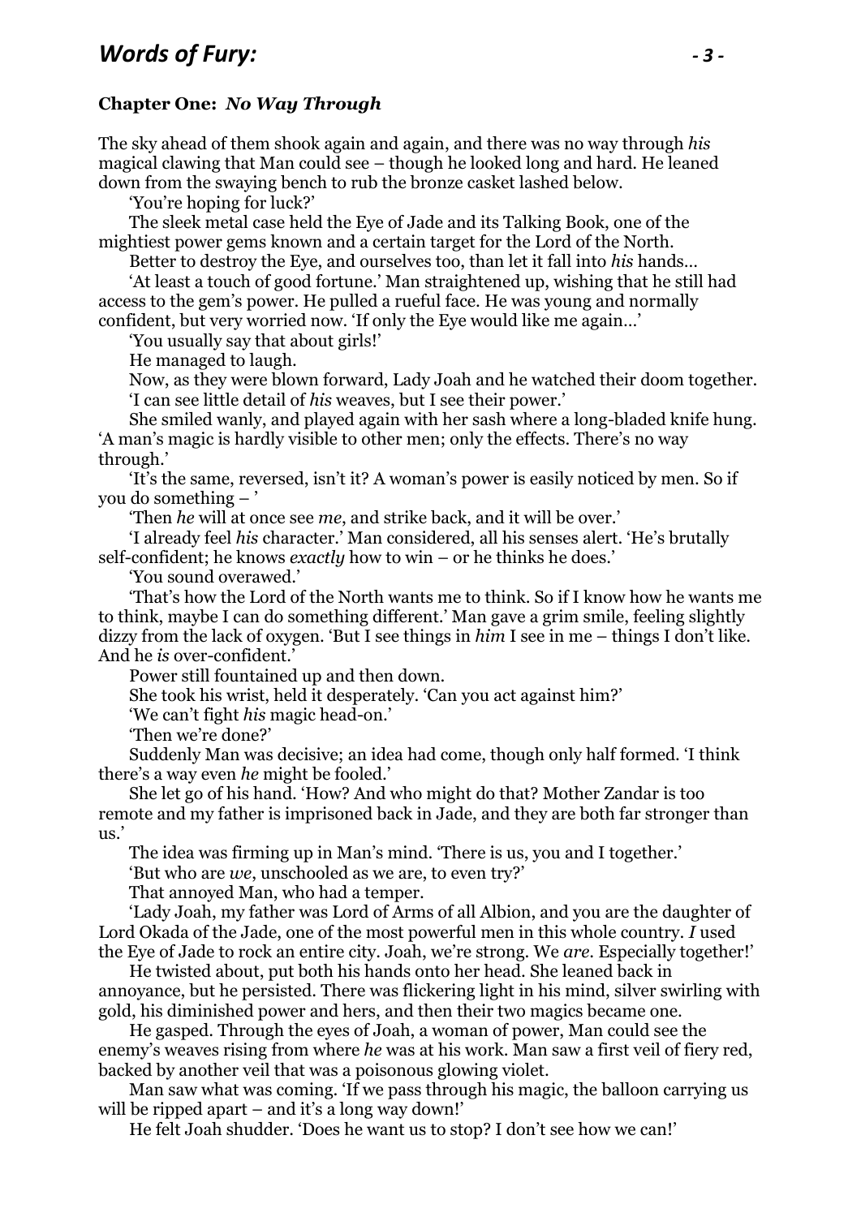## Chapter One: *No Way Through*

The sky ahead of them shook again and again, and there was no way through *his* magical clawing that Man could see – though he looked long and hard. He leaned down from the swaying bench to rub the bronze casket lashed below.

'You're hoping for luck?'

The sleek metal case held the Eye of Jade and its Talking Book, one of the mightiest power gems known and a certain target for the Lord of the North.

Better to destroy the Eye, and ourselves too, than let it fall into *his* hands…

'At least a touch of good fortune.' Man straightened up, wishing that he still had access to the gem's power. He pulled a rueful face. He was young and normally confident, but very worried now. 'If only the Eye would like me again…'

'You usually say that about girls!'

He managed to laugh.

Now, as they were blown forward, Lady Joah and he watched their doom together.

'I can see little detail of *his* weaves, but I see their power.'

She smiled wanly, and played again with her sash where a long-bladed knife hung. 'A man's magic is hardly visible to other men; only the effects. There's no way through.'

'It's the same, reversed, isn't it? A woman's power is easily noticed by men. So if you do something – '

'Then *he* will at once see *me*, and strike back, and it will be over.'

'I already feel *his* character.' Man considered, all his senses alert. 'He's brutally self-confident; he knows *exactly* how to win – or he thinks he does.'

'You sound overawed.'

'That's how the Lord of the North wants me to think. So if I know how he wants me to think, maybe I can do something different.' Man gave a grim smile, feeling slightly dizzy from the lack of oxygen. 'But I see things in *him* I see in me – things I don't like. And he *is* over-confident.'

Power still fountained up and then down.

She took his wrist, held it desperately. 'Can you act against him?'

'We can't fight *his* magic head-on.'

'Then we're done?'

Suddenly Man was decisive; an idea had come, though only half formed. 'I think there's a way even *he* might be fooled.'

She let go of his hand. 'How? And who might do that? Mother Zandar is too remote and my father is imprisoned back in Jade, and they are both far stronger than us.'

The idea was firming up in Man's mind. 'There is us, you and I together.'

'But who are *we*, unschooled as we are, to even try?'

That annoyed Man, who had a temper.

'Lady Joah, my father was Lord of Arms of all Albion, and you are the daughter of Lord Okada of the Jade, one of the most powerful men in this whole country. *I* used the Eye of Jade to rock an entire city. Joah, we're strong. We *are*. Especially together!'

He twisted about, put both his hands onto her head. She leaned back in annoyance, but he persisted. There was flickering light in his mind, silver swirling with gold, his diminished power and hers, and then their two magics became one.

He gasped. Through the eyes of Joah, a woman of power, Man could see the enemy's weaves rising from where *he* was at his work. Man saw a first veil of fiery red, backed by another veil that was a poisonous glowing violet.

Man saw what was coming. 'If we pass through his magic, the balloon carrying us will be ripped apart – and it's a long way down!'

He felt Joah shudder. 'Does he want us to stop? I don't see how we can!'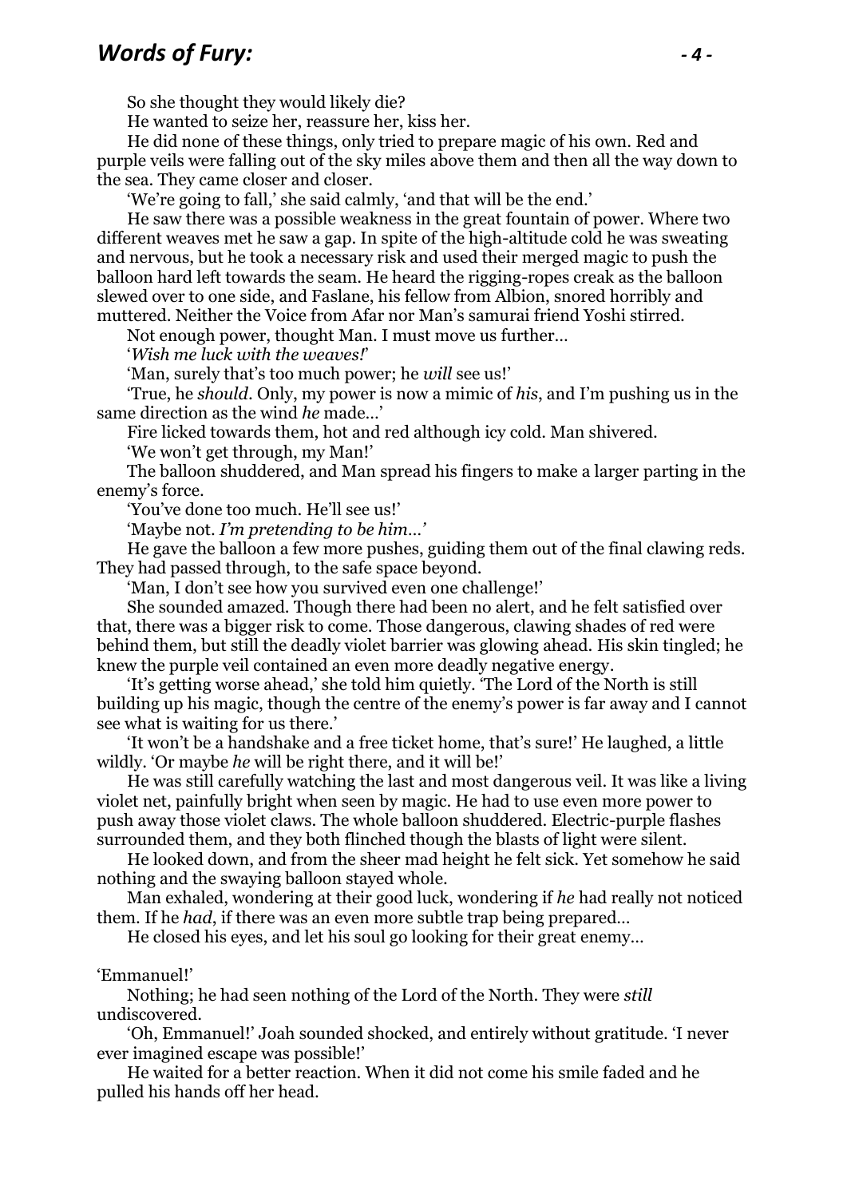So she thought they would likely die?

He wanted to seize her, reassure her, kiss her.

He did none of these things, only tried to prepare magic of his own. Red and purple veils were falling out of the sky miles above them and then all the way down to the sea. They came closer and closer.

'We're going to fall,' she said calmly, 'and that will be the end.'

He saw there was a possible weakness in the great fountain of power. Where two different weaves met he saw a gap. In spite of the high-altitude cold he was sweating and nervous, but he took a necessary risk and used their merged magic to push the balloon hard left towards the seam. He heard the rigging-ropes creak as the balloon slewed over to one side, and Faslane, his fellow from Albion, snored horribly and muttered. Neither the Voice from Afar nor Man's samurai friend Yoshi stirred.

Not enough power, thought Man. I must move us further…

'*Wish me luck with the weaves!*'

'Man, surely that's too much power; he *will* see us!'

'True, he *should*. Only, my power is now a mimic of *his*, and I'm pushing us in the same direction as the wind *he* made…'

Fire licked towards them, hot and red although icy cold. Man shivered.

'We won't get through, my Man!'

The balloon shuddered, and Man spread his fingers to make a larger parting in the enemy's force.

'You've done too much. He'll see us!'

'Maybe not. *I'm pretending to be him…*'

He gave the balloon a few more pushes, guiding them out of the final clawing reds. They had passed through, to the safe space beyond.

'Man, I don't see how you survived even one challenge!'

She sounded amazed. Though there had been no alert, and he felt satisfied over that, there was a bigger risk to come. Those dangerous, clawing shades of red were behind them, but still the deadly violet barrier was glowing ahead. His skin tingled; he knew the purple veil contained an even more deadly negative energy.

'It's getting worse ahead,' she told him quietly. 'The Lord of the North is still building up his magic, though the centre of the enemy's power is far away and I cannot see what is waiting for us there.'

'It won't be a handshake and a free ticket home, that's sure!' He laughed, a little wildly. 'Or maybe *he* will be right there, and it will be!'

He was still carefully watching the last and most dangerous veil. It was like a living violet net, painfully bright when seen by magic. He had to use even more power to push away those violet claws. The whole balloon shuddered. Electric-purple flashes surrounded them, and they both flinched though the blasts of light were silent.

He looked down, and from the sheer mad height he felt sick. Yet somehow he said nothing and the swaying balloon stayed whole.

Man exhaled, wondering at their good luck, wondering if *he* had really not noticed them. If he *had*, if there was an even more subtle trap being prepared…

He closed his eyes, and let his soul go looking for their great enemy…

'Emmanuel!'

Nothing; he had seen nothing of the Lord of the North. They were *still* undiscovered.

'Oh, Emmanuel!' Joah sounded shocked, and entirely without gratitude. 'I never ever imagined escape was possible!'

He waited for a better reaction. When it did not come his smile faded and he pulled his hands off her head.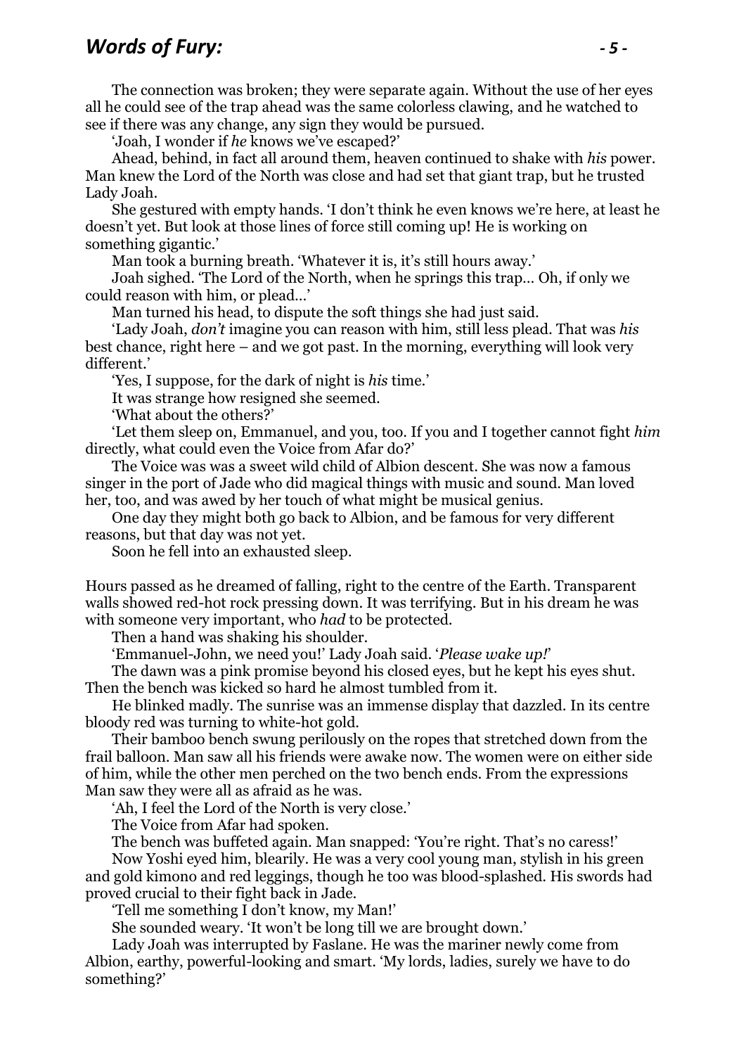The connection was broken; they were separate again. Without the use of her eyes all he could see of the trap ahead was the same colorless clawing, and he watched to see if there was any change, any sign they would be pursued.

'Joah, I wonder if *he* knows we've escaped?'

Ahead, behind, in fact all around them, heaven continued to shake with *his* power. Man knew the Lord of the North was close and had set that giant trap, but he trusted Lady Joah.

She gestured with empty hands. 'I don't think he even knows we're here, at least he doesn't yet. But look at those lines of force still coming up! He is working on something gigantic.'

Man took a burning breath. 'Whatever it is, it's still hours away.'

Joah sighed. 'The Lord of the North, when he springs this trap… Oh, if only we could reason with him, or plead…'

Man turned his head, to dispute the soft things she had just said.

'Lady Joah, *don't* imagine you can reason with him, still less plead. That was *his* best chance, right here – and we got past. In the morning, everything will look very different.'

'Yes, I suppose, for the dark of night is *his* time.'

It was strange how resigned she seemed.

'What about the others?'

'Let them sleep on, Emmanuel, and you, too. If you and I together cannot fight *him* directly, what could even the Voice from Afar do?'

The Voice was was a sweet wild child of Albion descent. She was now a famous singer in the port of Jade who did magical things with music and sound. Man loved her, too, and was awed by her touch of what might be musical genius.

One day they might both go back to Albion, and be famous for very different reasons, but that day was not yet.

Soon he fell into an exhausted sleep.

Hours passed as he dreamed of falling, right to the centre of the Earth. Transparent walls showed red-hot rock pressing down. It was terrifying. But in his dream he was with someone very important, who *had* to be protected.

Then a hand was shaking his shoulder.

'Emmanuel-John, we need you!' Lady Joah said. '*Please wake up!*'

The dawn was a pink promise beyond his closed eyes, but he kept his eyes shut. Then the bench was kicked so hard he almost tumbled from it.

He blinked madly. The sunrise was an immense display that dazzled. In its centre bloody red was turning to white-hot gold.

Their bamboo bench swung perilously on the ropes that stretched down from the frail balloon. Man saw all his friends were awake now. The women were on either side of him, while the other men perched on the two bench ends. From the expressions Man saw they were all as afraid as he was.

'Ah, I feel the Lord of the North is very close.'

The Voice from Afar had spoken.

The bench was buffeted again. Man snapped: 'You're right. That's no caress!'

Now Yoshi eyed him, blearily. He was a very cool young man, stylish in his green and gold kimono and red leggings, though he too was blood-splashed. His swords had proved crucial to their fight back in Jade.

'Tell me something I don't know, my Man!'

She sounded weary. 'It won't be long till we are brought down.'

Lady Joah was interrupted by Faslane. He was the mariner newly come from Albion, earthy, powerful-looking and smart. 'My lords, ladies, surely we have to do something?'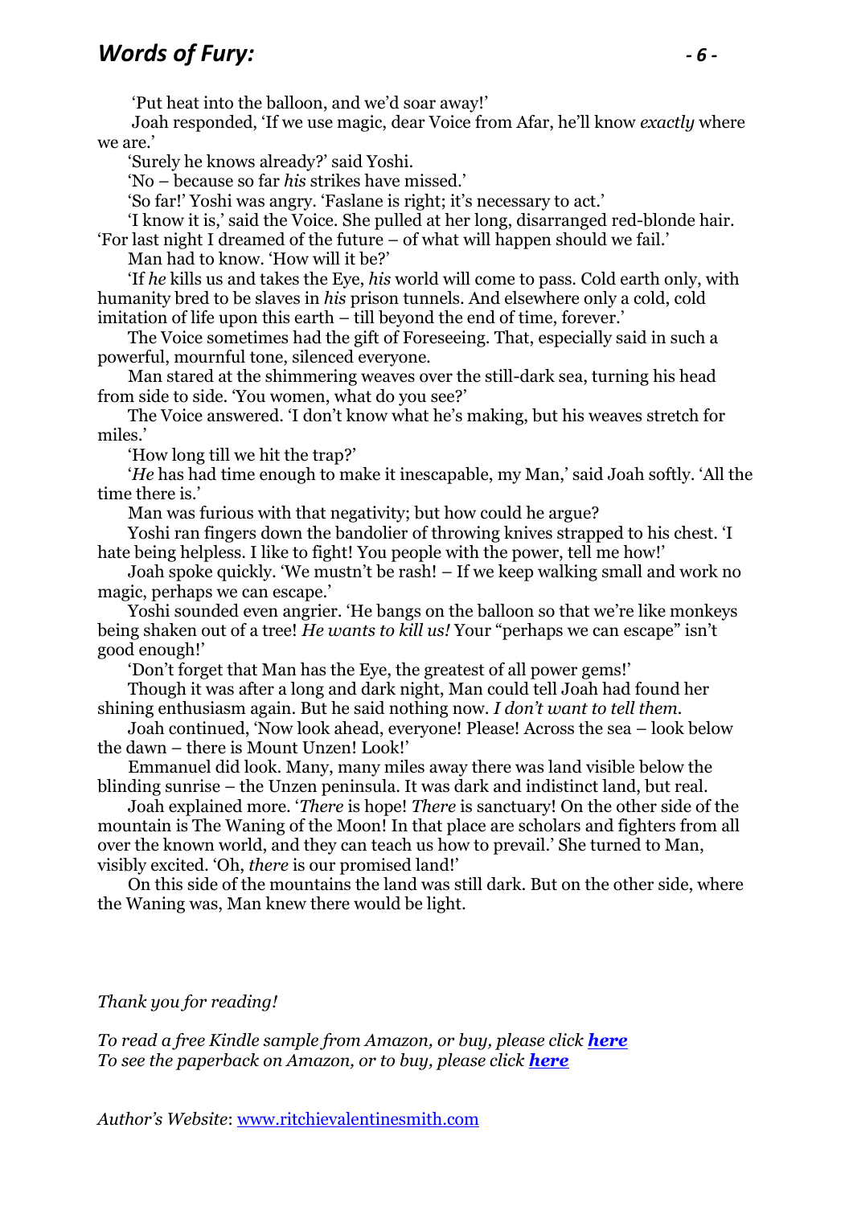'Put heat into the balloon, and we'd soar away!'

Joah responded, 'If we use magic, dear Voice from Afar, he'll know *exactly* where we are.'

'Surely he knows already?' said Yoshi.

'No – because so far *his* strikes have missed.'

'So far!' Yoshi was angry. 'Faslane is right; it's necessary to act.'

'I know it is,' said the Voice. She pulled at her long, disarranged red-blonde hair. 'For last night I dreamed of the future – of what will happen should we fail.'

Man had to know. 'How will it be?'

'If *he* kills us and takes the Eye, *his* world will come to pass. Cold earth only, with humanity bred to be slaves in *his* prison tunnels. And elsewhere only a cold, cold imitation of life upon this earth – till beyond the end of time, forever.'

The Voice sometimes had the gift of Foreseeing. That, especially said in such a powerful, mournful tone, silenced everyone.

Man stared at the shimmering weaves over the still-dark sea, turning his head from side to side. 'You women, what do you see?'

The Voice answered. 'I don't know what he's making, but his weaves stretch for miles.'

'How long till we hit the trap?'

'*He* has had time enough to make it inescapable, my Man,' said Joah softly. 'All the time there is.'

Man was furious with that negativity; but how could he argue?

Yoshi ran fingers down the bandolier of throwing knives strapped to his chest. 'I hate being helpless. I like to fight! You people with the power, tell me how!'

Joah spoke quickly. 'We mustn't be rash! – If we keep walking small and work no magic, perhaps we can escape.'

Yoshi sounded even angrier. 'He bangs on the balloon so that we're like monkeys being shaken out of a tree! *He wants to kill us!* Your "perhaps we can escape" isn't good enough!'

'Don't forget that Man has the Eye, the greatest of all power gems!'

Though it was after a long and dark night, Man could tell Joah had found her shining enthusiasm again. But he said nothing now. *I don't want to tell them.*

Joah continued, 'Now look ahead, everyone! Please! Across the sea – look below the dawn – there is Mount Unzen! Look!'

Emmanuel did look. Many, many miles away there was land visible below the blinding sunrise – the Unzen peninsula. It was dark and indistinct land, but real.

Joah explained more. '*There* is hope! *There* is sanctuary! On the other side of the mountain is The Waning of the Moon! In that place are scholars and fighters from all over the known world, and they can teach us how to prevail.' She turned to Man, visibly excited. 'Oh, *there* is our promised land!'

On this side of the mountains the land was still dark. But on the other side, where the Waning was, Man knew there would be light.

*Thank you for reading!*

*To read a free Kindle sample from Amazon, or buy, please click* ***here***
*To see the paperback on Amazon, or to buy, please click* ***here***

*Author's Website*: www.ritchievalentinesmith.com